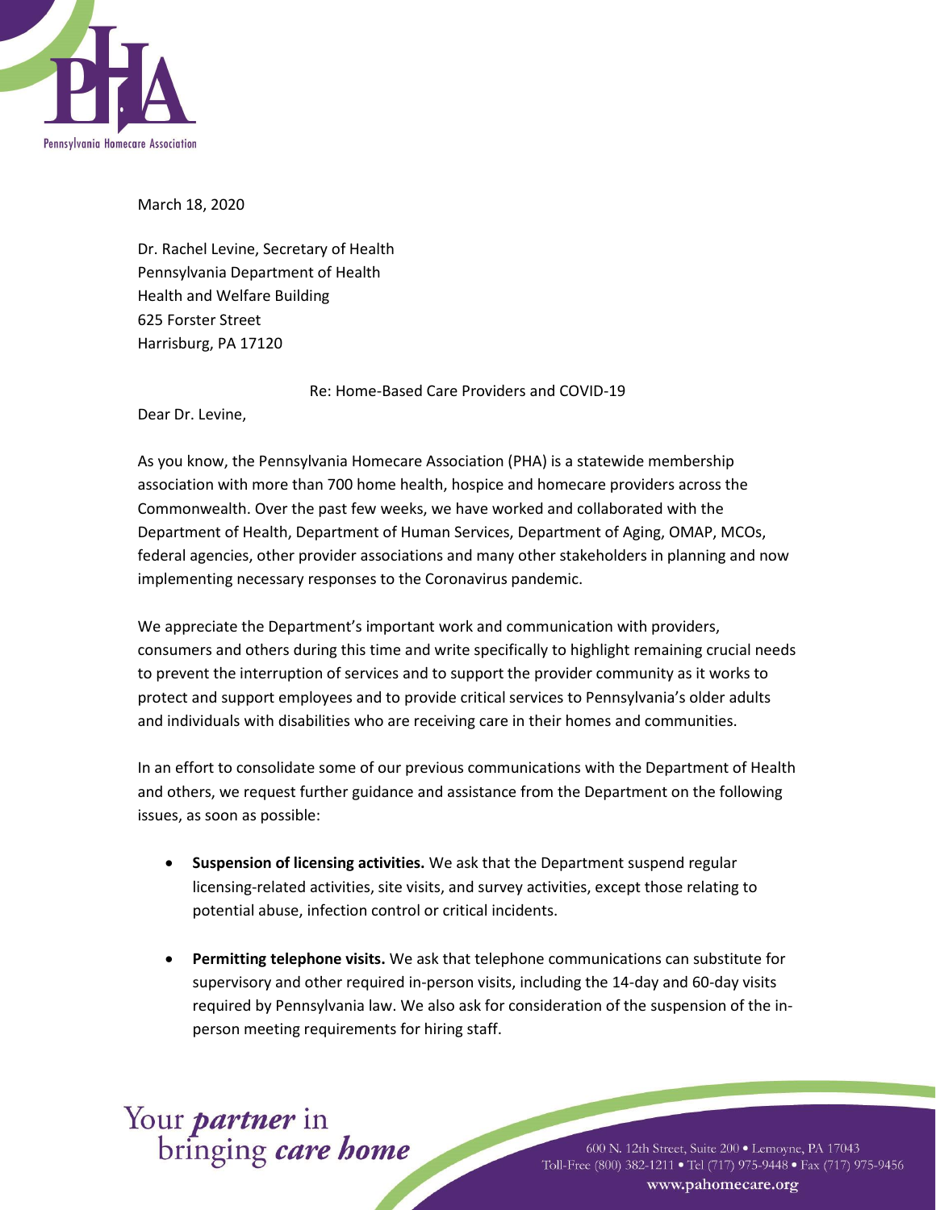March 18, 2020

Dr. Rachel Levine, Secretary of Health
Pennsylvania Department of Health
Health and Welfare Building
625 Forster Street
Harrisburg, PA 17120

Re: Home-Based Care Providers and COVID-19

Dear Dr. Levine,

As you know, the Pennsylvania Homecare Association (PHA) is a statewide membership association with more than 700 home health, hospice and homecare providers across the Commonwealth. Over the past few weeks, we have worked and collaborated with the Department of Health, Department of Human Services, Department of Aging, OMAP, MCOs, federal agencies, other provider associations and many other stakeholders in planning and now implementing necessary responses to the Coronavirus pandemic.

We appreciate the Department's important work and communication with providers, consumers and others during this time and write specifically to highlight remaining crucial needs to prevent the interruption of services and to support the provider community as it works to protect and support employees and to provide critical services to Pennsylvania's older adults and individuals with disabilities who are receiving care in their homes and communities.

In an effort to consolidate some of our previous communications with the Department of Health and others, we request further guidance and assistance from the Department on the following issues, as soon as possible:

- **Suspension of licensing activities.** We ask that the Department suspend regular licensing-related activities, site visits, and survey activities, except those relating to potential abuse, infection control or critical incidents.

- **Permitting telephone visits.** We ask that telephone communications can substitute for supervisory and other required in-person visits, including the 14-day and 60-day visits required by Pennsylvania law. We also ask for consideration of the suspension of the in-person meeting requirements for hiring staff.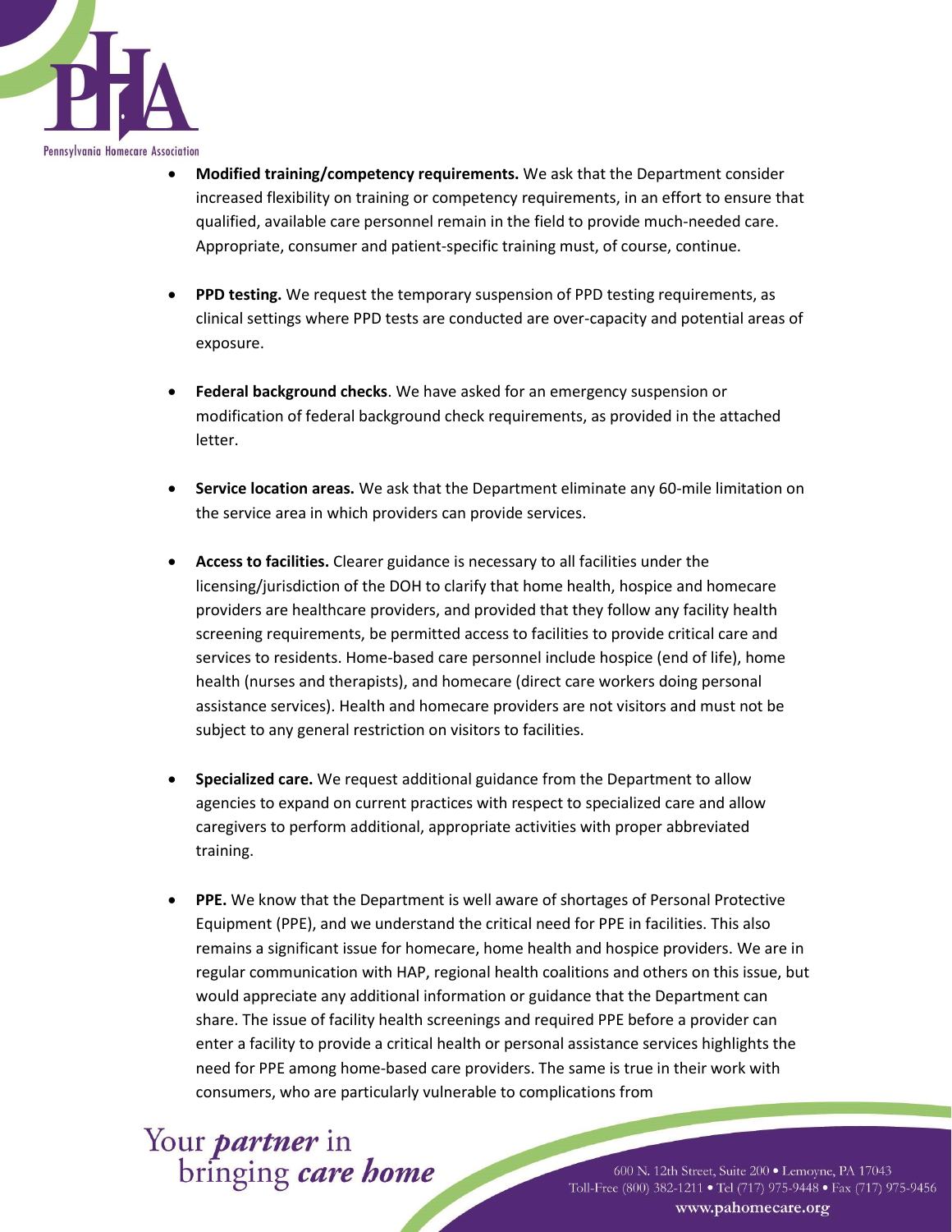- **Modified training/competency requirements.** We ask that the Department consider increased flexibility on training or competency requirements, in an effort to ensure that qualified, available care personnel remain in the field to provide much-needed care. Appropriate, consumer and patient-specific training must, of course, continue.

- **PPD testing.** We request the temporary suspension of PPD testing requirements, as clinical settings where PPD tests are conducted are over-capacity and potential areas of exposure.

- **Federal background checks**. We have asked for an emergency suspension or modification of federal background check requirements, as provided in the attached letter.

- **Service location areas.** We ask that the Department eliminate any 60-mile limitation on the service area in which providers can provide services.

- **Access to facilities.** Clearer guidance is necessary to all facilities under the licensing/jurisdiction of the DOH to clarify that home health, hospice and homecare providers are healthcare providers, and provided that they follow any facility health screening requirements, be permitted access to facilities to provide critical care and services to residents. Home-based care personnel include hospice (end of life), home health (nurses and therapists), and homecare (direct care workers doing personal assistance services). Health and homecare providers are not visitors and must not be subject to any general restriction on visitors to facilities.

- **Specialized care.** We request additional guidance from the Department to allow agencies to expand on current practices with respect to specialized care and allow caregivers to perform additional, appropriate activities with proper abbreviated training.

- **PPE.** We know that the Department is well aware of shortages of Personal Protective Equipment (PPE), and we understand the critical need for PPE in facilities. This also remains a significant issue for homecare, home health and hospice providers. We are in regular communication with HAP, regional health coalitions and others on this issue, but would appreciate any additional information or guidance that the Department can share. The issue of facility health screenings and required PPE before a provider can enter a facility to provide a critical health or personal assistance services highlights the need for PPE among home-based care providers. The same is true in their work with consumers, who are particularly vulnerable to complications from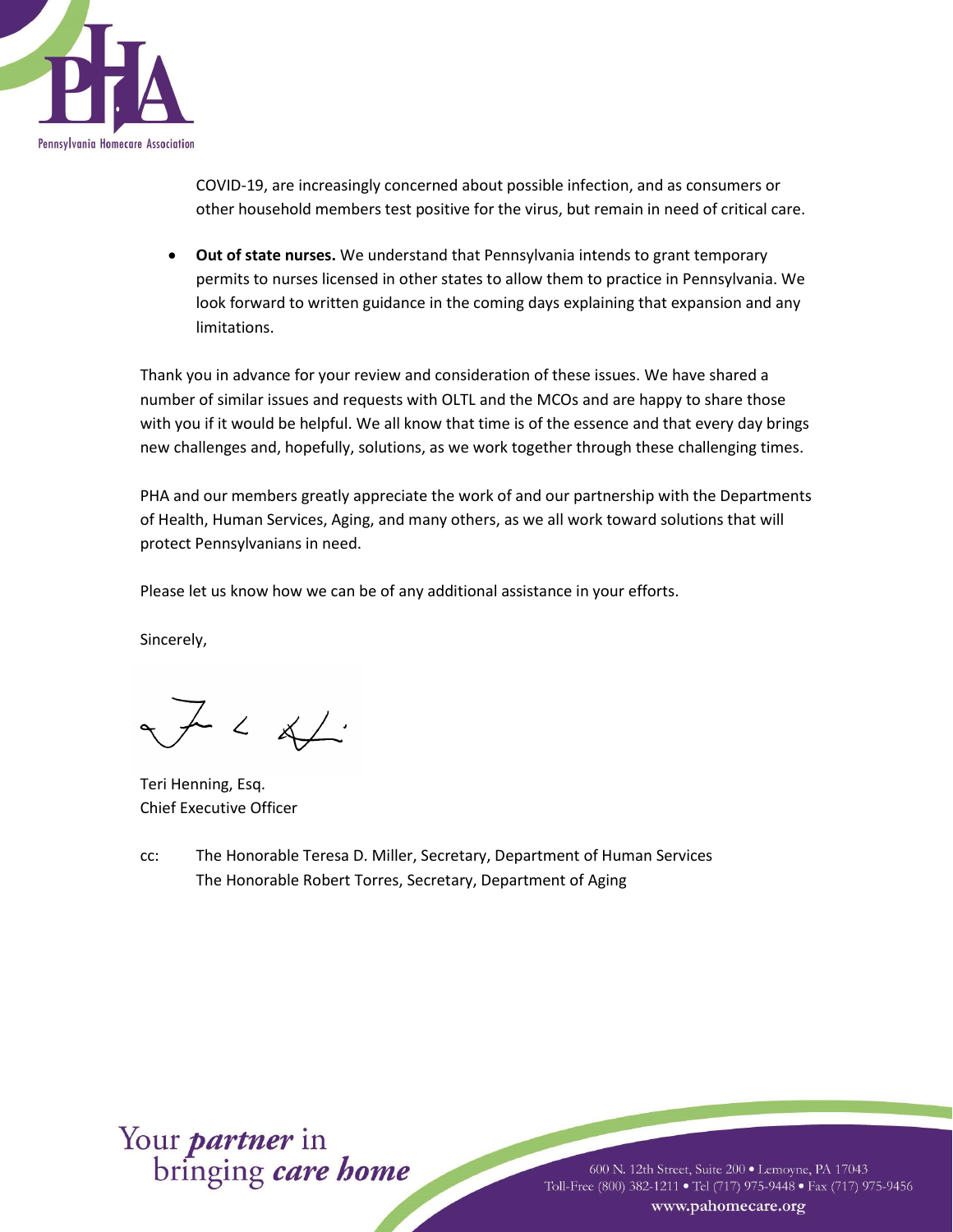COVID-19, are increasingly concerned about possible infection, and as consumers or other household members test positive for the virus, but remain in need of critical care.

- **Out of state nurses.** We understand that Pennsylvania intends to grant temporary permits to nurses licensed in other states to allow them to practice in Pennsylvania. We look forward to written guidance in the coming days explaining that expansion and any limitations.

Thank you in advance for your review and consideration of these issues. We have shared a number of similar issues and requests with OLTL and the MCOs and are happy to share those with you if it would be helpful. We all know that time is of the essence and that every day brings new challenges and, hopefully, solutions, as we work together through these challenging times.

PHA and our members greatly appreciate the work of and our partnership with the Departments of Health, Human Services, Aging, and many others, as we all work toward solutions that will protect Pennsylvanians in need.

Please let us know how we can be of any additional assistance in your efforts.

Sincerely,

Teri Henning, Esq.
Chief Executive Officer

cc: The Honorable Teresa D. Miller, Secretary, Department of Human Services
The Honorable Robert Torres, Secretary, Department of Aging